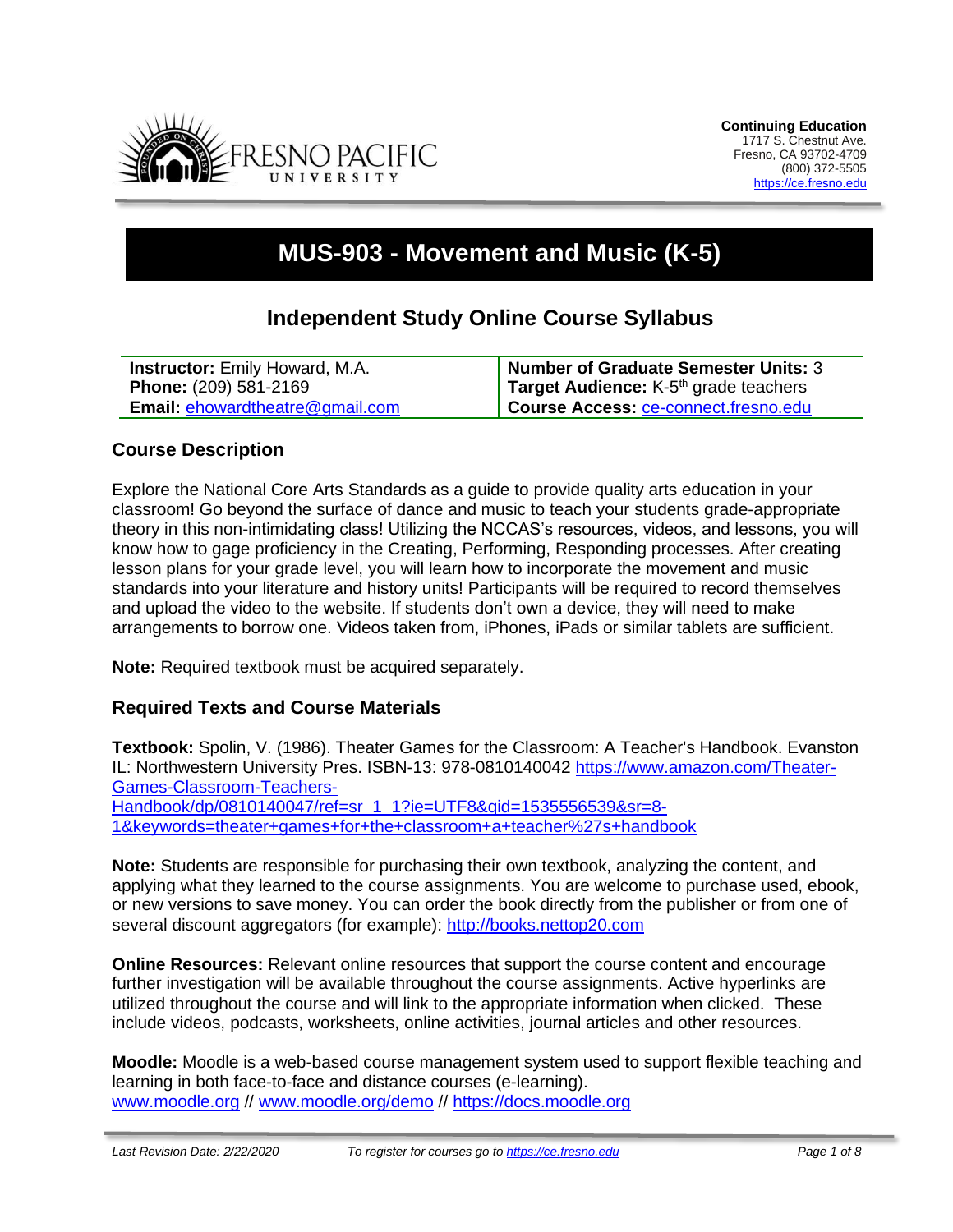Continuing Education
1717 S. Chestnut Ave.
Fresno, CA 93702-4709
(800) 372-5505
https://ce.fresno.edu

# MUS-903 - Movement and Music (K-5)

## Independent Study Online Course Syllabus

| | |
|---|---|
| **Instructor:** Emily Howard, M.A.<br>**Phone:** (209) 581-2169<br>**Email:** ehowardtheatre@gmail.com | **Number of Graduate Semester Units:** 3<br>**Target Audience:** K-5th grade teachers<br>**Course Access:** ce-connect.fresno.edu |

### Course Description

Explore the National Core Arts Standards as a guide to provide quality arts education in your classroom! Go beyond the surface of dance and music to teach your students grade-appropriate theory in this non-intimidating class! Utilizing the NCCAS's resources, videos, and lessons, you will know how to gage proficiency in the Creating, Performing, Responding processes. After creating lesson plans for your grade level, you will learn how to incorporate the movement and music standards into your literature and history units! Participants will be required to record themselves and upload the video to the website. If students don't own a device, they will need to make arrangements to borrow one. Videos taken from, iPhones, iPads or similar tablets are sufficient.

**Note:** Required textbook must be acquired separately.

### Required Texts and Course Materials

**Textbook:** Spolin, V. (1986). Theater Games for the Classroom: A Teacher's Handbook. Evanston IL: Northwestern University Pres. ISBN-13: 978-0810140042 https://www.amazon.com/Theater-Games-Classroom-Teachers-Handbook/dp/0810140047/ref=sr_1_1?ie=UTF8&qid=1535556539&sr=8-1&keywords=theater+games+for+the+classroom+a+teacher%27s+handbook

**Note:** Students are responsible for purchasing their own textbook, analyzing the content, and applying what they learned to the course assignments. You are welcome to purchase used, ebook, or new versions to save money. You can order the book directly from the publisher or from one of several discount aggregators (for example): http://books.nettop20.com

**Online Resources:** Relevant online resources that support the course content and encourage further investigation will be available throughout the course assignments. Active hyperlinks are utilized throughout the course and will link to the appropriate information when clicked. These include videos, podcasts, worksheets, online activities, journal articles and other resources.

**Moodle:** Moodle is a web-based course management system used to support flexible teaching and learning in both face-to-face and distance courses (e-learning).
www.moodle.org // www.moodle.org/demo // https://docs.moodle.org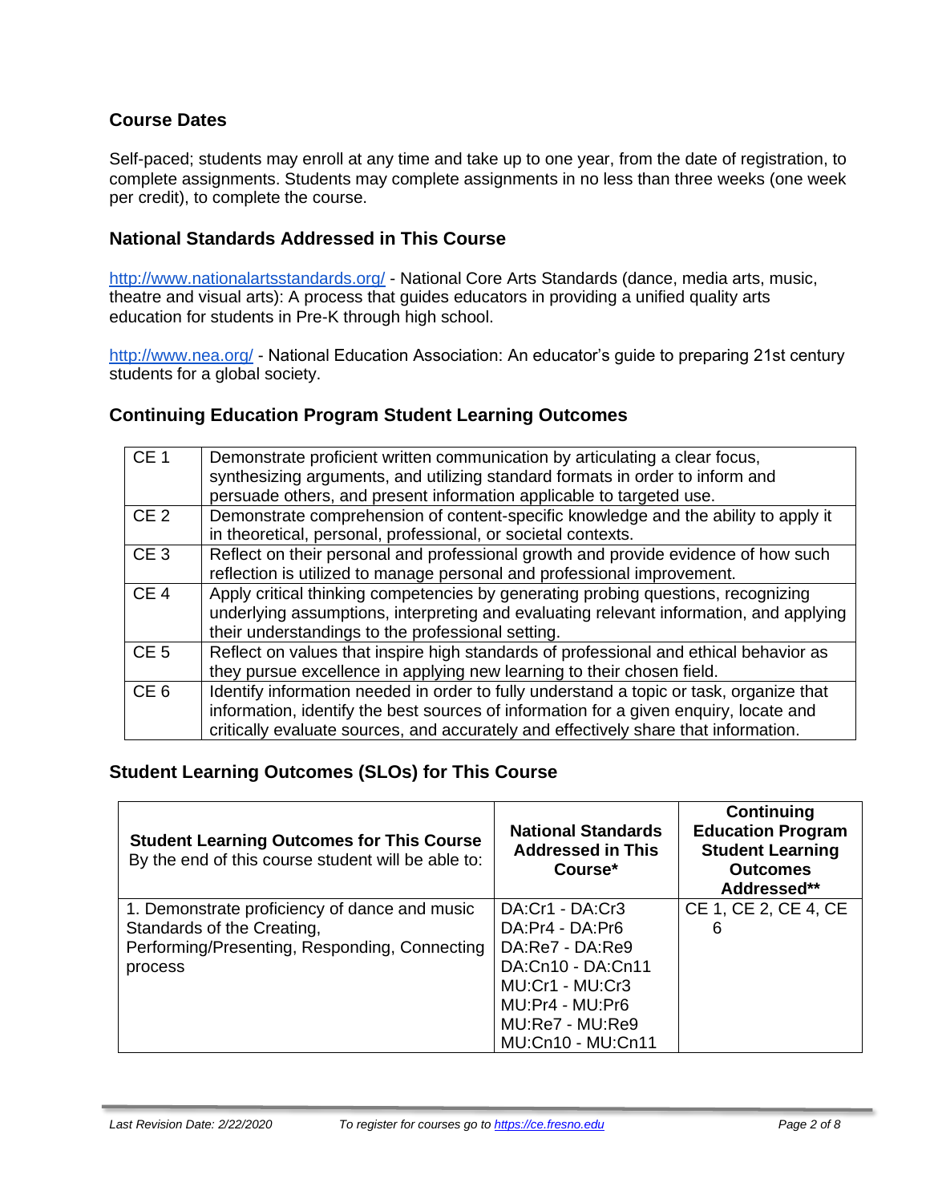## Course Dates

Self-paced; students may enroll at any time and take up to one year, from the date of registration, to complete assignments. Students may complete assignments in no less than three weeks (one week per credit), to complete the course.

## National Standards Addressed in This Course

http://www.nationalartsstandards.org/ - National Core Arts Standards (dance, media arts, music, theatre and visual arts): A process that guides educators in providing a unified quality arts education for students in Pre-K through high school.

http://www.nea.org/ - National Education Association: An educator's guide to preparing 21st century students for a global society.

## Continuing Education Program Student Learning Outcomes

| | |
|---|---|
| CE 1 | Demonstrate proficient written communication by articulating a clear focus, synthesizing arguments, and utilizing standard formats in order to inform and persuade others, and present information applicable to targeted use. |
| CE 2 | Demonstrate comprehension of content-specific knowledge and the ability to apply it in theoretical, personal, professional, or societal contexts. |
| CE 3 | Reflect on their personal and professional growth and provide evidence of how such reflection is utilized to manage personal and professional improvement. |
| CE 4 | Apply critical thinking competencies by generating probing questions, recognizing underlying assumptions, interpreting and evaluating relevant information, and applying their understandings to the professional setting. |
| CE 5 | Reflect on values that inspire high standards of professional and ethical behavior as they pursue excellence in applying new learning to their chosen field. |
| CE 6 | Identify information needed in order to fully understand a topic or task, organize that information, identify the best sources of information for a given enquiry, locate and critically evaluate sources, and accurately and effectively share that information. |

## Student Learning Outcomes (SLOs) for This Course

| **Student Learning Outcomes for This Course** By the end of this course student will be able to: | **National Standards Addressed in This Course*** | **Continuing Education Program Student Learning Outcomes Addressed**** |
|---|---|---|
| 1. Demonstrate proficiency of dance and music Standards of the Creating, Performing/Presenting, Responding, Connecting process | DA:Cr1 - DA:Cr3<br>DA:Pr4 - DA:Pr6<br>DA:Re7 - DA:Re9<br>DA:Cn10 - DA:Cn11<br>MU:Cr1 - MU:Cr3<br>MU:Pr4 - MU:Pr6<br>MU:Re7 - MU:Re9<br>MU:Cn10 - MU:Cn11 | CE 1, CE 2, CE 4, CE 6 |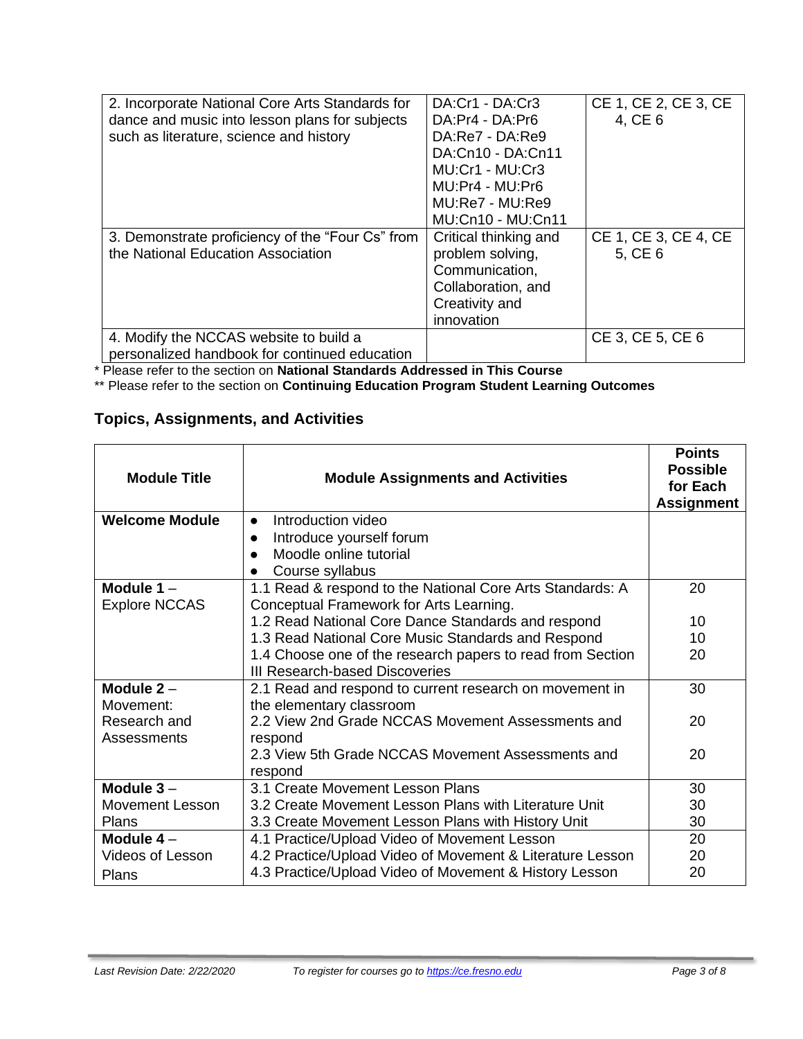| | | |
|---|---|---|
| 2. Incorporate National Core Arts Standards for dance and music into lesson plans for subjects such as literature, science and history | DA:Cr1 - DA:Cr3<br>DA:Pr4 - DA:Pr6<br>DA:Re7 - DA:Re9<br>DA:Cn10 - DA:Cn11<br>MU:Cr1 - MU:Cr3<br>MU:Pr4 - MU:Pr6<br>MU:Re7 - MU:Re9<br>MU:Cn10 - MU:Cn11 | CE 1, CE 2, CE 3, CE 4, CE 6 |
| 3. Demonstrate proficiency of the "Four Cs" from the National Education Association | Critical thinking and problem solving, Communication, Collaboration, and Creativity and innovation | CE 1, CE 3, CE 4, CE 5, CE 6 |
| 4. Modify the NCCAS website to build a personalized handbook for continued education | | CE 3, CE 5, CE 6 |

* Please refer to the section on **National Standards Addressed in This Course**

** Please refer to the section on **Continuing Education Program Student Learning Outcomes**

## Topics, Assignments, and Activities

| Module Title | Module Assignments and Activities | Points Possible for Each Assignment |
|---|---|---|
| **Welcome Module** | • Introduction video<br>• Introduce yourself forum<br>• Moodle online tutorial<br>• Course syllabus | |
| **Module 1** – Explore NCCAS | 1.1 Read & respond to the National Core Arts Standards: A Conceptual Framework for Arts Learning.<br>1.2 Read National Core Dance Standards and respond<br>1.3 Read National Core Music Standards and Respond<br>1.4 Choose one of the research papers to read from Section III Research-based Discoveries | 20<br><br>10<br>10<br>20 |
| **Module 2** – Movement: Research and Assessments | 2.1 Read and respond to current research on movement in the elementary classroom<br>2.2 View 2nd Grade NCCAS Movement Assessments and respond<br>2.3 View 5th Grade NCCAS Movement Assessments and respond | 30<br><br>20<br><br>20 |
| **Module 3** – Movement Lesson Plans | 3.1 Create Movement Lesson Plans<br>3.2 Create Movement Lesson Plans with Literature Unit<br>3.3 Create Movement Lesson Plans with History Unit | 30<br>30<br>30 |
| **Module 4** – Videos of Lesson Plans | 4.1 Practice/Upload Video of Movement Lesson<br>4.2 Practice/Upload Video of Movement & Literature Lesson<br>4.3 Practice/Upload Video of Movement & History Lesson | 20<br>20<br>20 |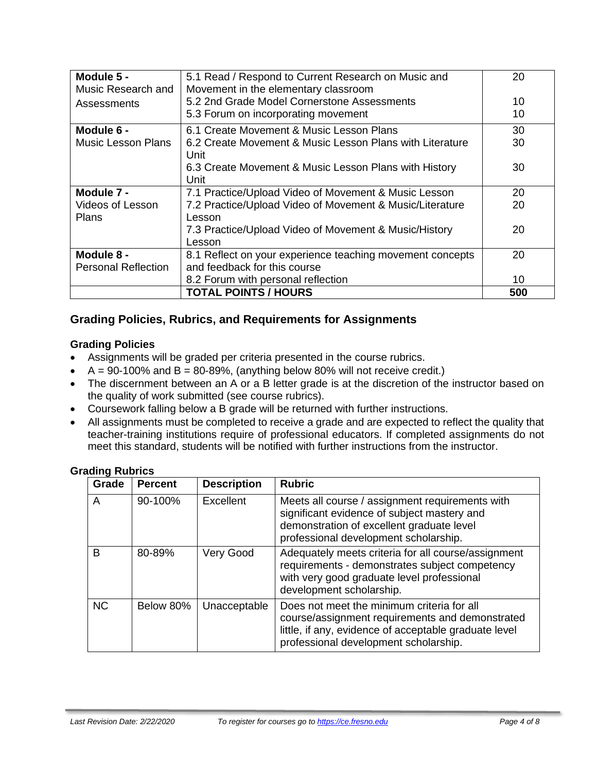| | | |
|---|---|---|
| **Module 5 -** Music Research and Assessments | 5.1 Read / Respond to Current Research on Music and Movement in the elementary classroom<br>5.2 2nd Grade Model Cornerstone Assessments<br>5.3 Forum on incorporating movement | 20<br>10<br>10 |
| **Module 6 -** Music Lesson Plans | 6.1 Create Movement & Music Lesson Plans<br>6.2 Create Movement & Music Lesson Plans with Literature Unit<br>6.3 Create Movement & Music Lesson Plans with History Unit | 30<br>30<br>30 |
| **Module 7 -** Videos of Lesson Plans | 7.1 Practice/Upload Video of Movement & Music Lesson<br>7.2 Practice/Upload Video of Movement & Music/Literature Lesson<br>7.3 Practice/Upload Video of Movement & Music/History Lesson | 20<br>20<br>20 |
| **Module 8 -** Personal Reflection | 8.1 Reflect on your experience teaching movement concepts and feedback for this course<br>8.2 Forum with personal reflection | 20<br>10 |
| | **TOTAL POINTS / HOURS** | **500** |

## Grading Policies, Rubrics, and Requirements for Assignments

### Grading Policies

- Assignments will be graded per criteria presented in the course rubrics.
- A = 90-100% and B = 80-89%, (anything below 80% will not receive credit.)
- The discernment between an A or a B letter grade is at the discretion of the instructor based on the quality of work submitted (see course rubrics).
- Coursework falling below a B grade will be returned with further instructions.
- All assignments must be completed to receive a grade and are expected to reflect the quality that teacher-training institutions require of professional educators. If completed assignments do not meet this standard, students will be notified with further instructions from the instructor.

### Grading Rubrics

| Grade | Percent | Description | Rubric |
|---|---|---|---|
| A | 90-100% | Excellent | Meets all course / assignment requirements with significant evidence of subject mastery and demonstration of excellent graduate level professional development scholarship. |
| B | 80-89% | Very Good | Adequately meets criteria for all course/assignment requirements - demonstrates subject competency with very good graduate level professional development scholarship. |
| NC | Below 80% | Unacceptable | Does not meet the minimum criteria for all course/assignment requirements and demonstrated little, if any, evidence of acceptable graduate level professional development scholarship. |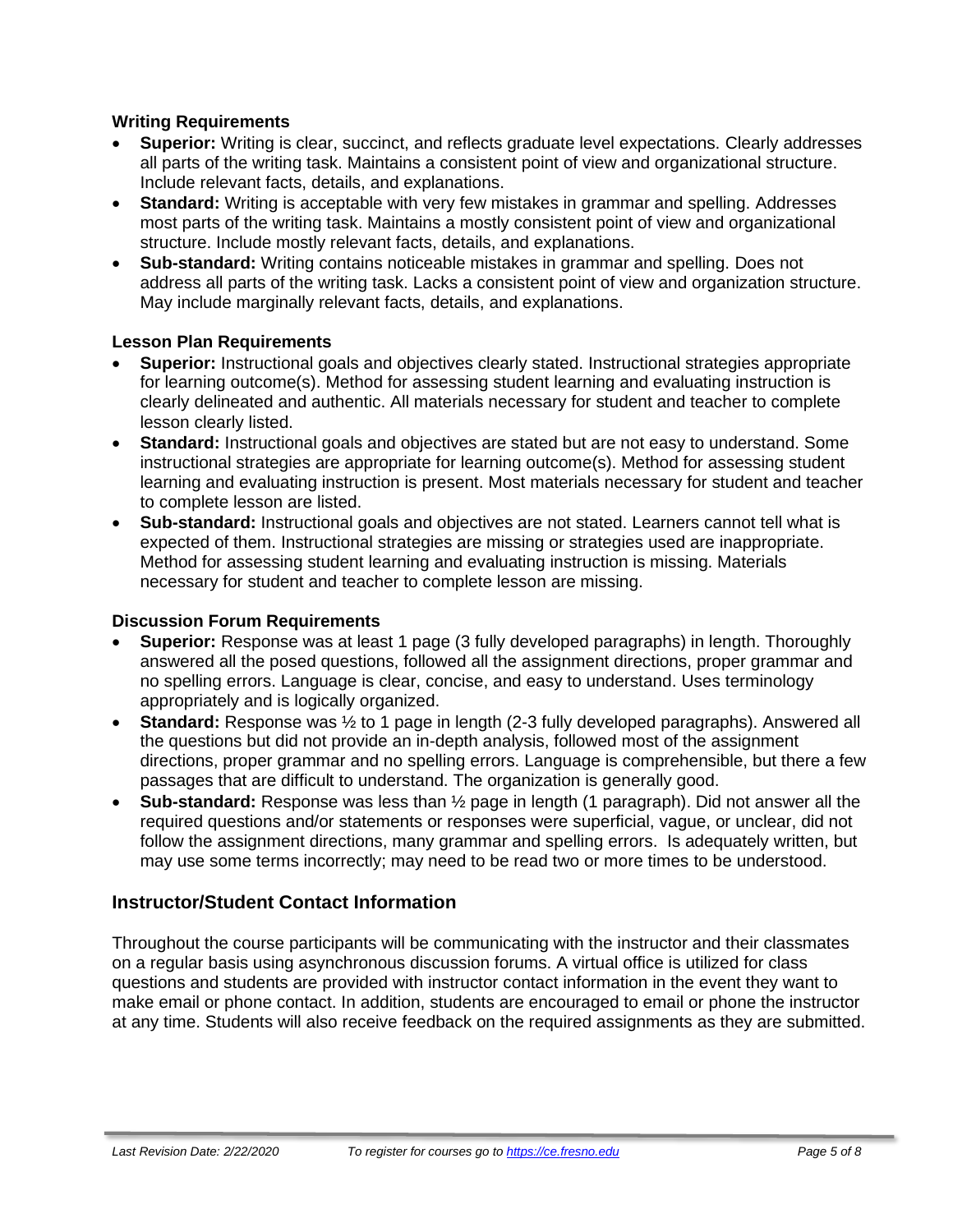### Writing Requirements

- **Superior:** Writing is clear, succinct, and reflects graduate level expectations. Clearly addresses all parts of the writing task. Maintains a consistent point of view and organizational structure. Include relevant facts, details, and explanations.
- **Standard:** Writing is acceptable with very few mistakes in grammar and spelling. Addresses most parts of the writing task. Maintains a mostly consistent point of view and organizational structure. Include mostly relevant facts, details, and explanations.
- **Sub-standard:** Writing contains noticeable mistakes in grammar and spelling. Does not address all parts of the writing task. Lacks a consistent point of view and organization structure. May include marginally relevant facts, details, and explanations.

### Lesson Plan Requirements

- **Superior:** Instructional goals and objectives clearly stated. Instructional strategies appropriate for learning outcome(s). Method for assessing student learning and evaluating instruction is clearly delineated and authentic. All materials necessary for student and teacher to complete lesson clearly listed.
- **Standard:** Instructional goals and objectives are stated but are not easy to understand. Some instructional strategies are appropriate for learning outcome(s). Method for assessing student learning and evaluating instruction is present. Most materials necessary for student and teacher to complete lesson are listed.
- **Sub-standard:** Instructional goals and objectives are not stated. Learners cannot tell what is expected of them. Instructional strategies are missing or strategies used are inappropriate. Method for assessing student learning and evaluating instruction is missing. Materials necessary for student and teacher to complete lesson are missing.

### Discussion Forum Requirements

- **Superior:** Response was at least 1 page (3 fully developed paragraphs) in length. Thoroughly answered all the posed questions, followed all the assignment directions, proper grammar and no spelling errors. Language is clear, concise, and easy to understand. Uses terminology appropriately and is logically organized.
- **Standard:** Response was ½ to 1 page in length (2-3 fully developed paragraphs). Answered all the questions but did not provide an in-depth analysis, followed most of the assignment directions, proper grammar and no spelling errors. Language is comprehensible, but there a few passages that are difficult to understand. The organization is generally good.
- **Sub-standard:** Response was less than ½ page in length (1 paragraph). Did not answer all the required questions and/or statements or responses were superficial, vague, or unclear, did not follow the assignment directions, many grammar and spelling errors. Is adequately written, but may use some terms incorrectly; may need to be read two or more times to be understood.

## Instructor/Student Contact Information

Throughout the course participants will be communicating with the instructor and their classmates on a regular basis using asynchronous discussion forums. A virtual office is utilized for class questions and students are provided with instructor contact information in the event they want to make email or phone contact. In addition, students are encouraged to email or phone the instructor at any time. Students will also receive feedback on the required assignments as they are submitted.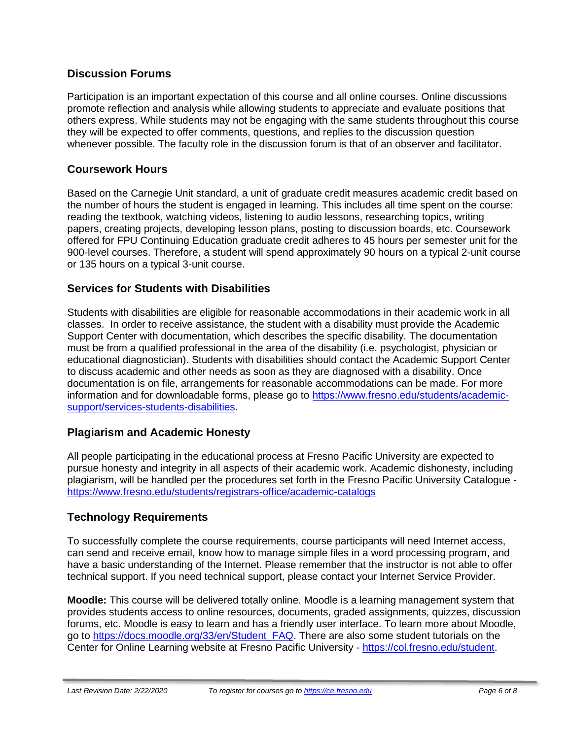## Discussion Forums

Participation is an important expectation of this course and all online courses. Online discussions promote reflection and analysis while allowing students to appreciate and evaluate positions that others express. While students may not be engaging with the same students throughout this course they will be expected to offer comments, questions, and replies to the discussion question whenever possible. The faculty role in the discussion forum is that of an observer and facilitator.

## Coursework Hours

Based on the Carnegie Unit standard, a unit of graduate credit measures academic credit based on the number of hours the student is engaged in learning. This includes all time spent on the course: reading the textbook, watching videos, listening to audio lessons, researching topics, writing papers, creating projects, developing lesson plans, posting to discussion boards, etc. Coursework offered for FPU Continuing Education graduate credit adheres to 45 hours per semester unit for the 900-level courses. Therefore, a student will spend approximately 90 hours on a typical 2-unit course or 135 hours on a typical 3-unit course.

## Services for Students with Disabilities

Students with disabilities are eligible for reasonable accommodations in their academic work in all classes. In order to receive assistance, the student with a disability must provide the Academic Support Center with documentation, which describes the specific disability. The documentation must be from a qualified professional in the area of the disability (i.e. psychologist, physician or educational diagnostician). Students with disabilities should contact the Academic Support Center to discuss academic and other needs as soon as they are diagnosed with a disability. Once documentation is on file, arrangements for reasonable accommodations can be made. For more information and for downloadable forms, please go to [https://www.fresno.edu/students/academic-support/services-students-disabilities](https://www.fresno.edu/students/academic-support/services-students-disabilities).

## Plagiarism and Academic Honesty

All people participating in the educational process at Fresno Pacific University are expected to pursue honesty and integrity in all aspects of their academic work. Academic dishonesty, including plagiarism, will be handled per the procedures set forth in the Fresno Pacific University Catalogue - [https://www.fresno.edu/students/registrars-office/academic-catalogs](https://www.fresno.edu/students/registrars-office/academic-catalogs)

## Technology Requirements

To successfully complete the course requirements, course participants will need Internet access, can send and receive email, know how to manage simple files in a word processing program, and have a basic understanding of the Internet. Please remember that the instructor is not able to offer technical support. If you need technical support, please contact your Internet Service Provider.

**Moodle:** This course will be delivered totally online. Moodle is a learning management system that provides students access to online resources, documents, graded assignments, quizzes, discussion forums, etc. Moodle is easy to learn and has a friendly user interface. To learn more about Moodle, go to [https://docs.moodle.org/33/en/Student_FAQ](https://docs.moodle.org/33/en/Student_FAQ). There are also some student tutorials on the Center for Online Learning website at Fresno Pacific University - [https://col.fresno.edu/student](https://col.fresno.edu/student).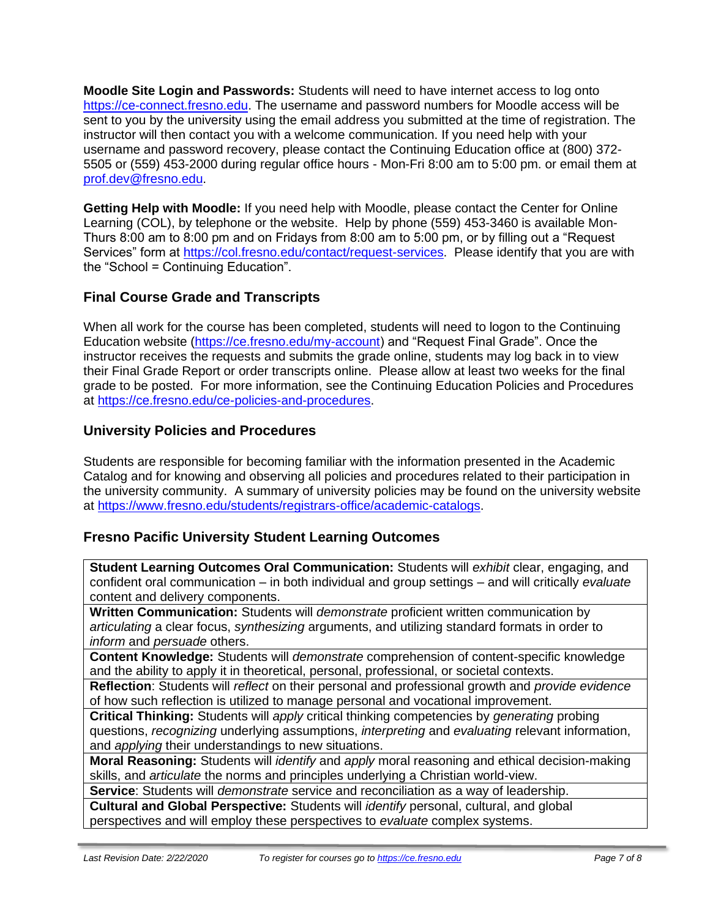**Moodle Site Login and Passwords:** Students will need to have internet access to log onto https://ce-connect.fresno.edu. The username and password numbers for Moodle access will be sent to you by the university using the email address you submitted at the time of registration. The instructor will then contact you with a welcome communication. If you need help with your username and password recovery, please contact the Continuing Education office at (800) 372-5505 or (559) 453-2000 during regular office hours - Mon-Fri 8:00 am to 5:00 pm. or email them at prof.dev@fresno.edu.

**Getting Help with Moodle:** If you need help with Moodle, please contact the Center for Online Learning (COL), by telephone or the website. Help by phone (559) 453-3460 is available Mon-Thurs 8:00 am to 8:00 pm and on Fridays from 8:00 am to 5:00 pm, or by filling out a "Request Services" form at https://col.fresno.edu/contact/request-services. Please identify that you are with the "School = Continuing Education".

## Final Course Grade and Transcripts

When all work for the course has been completed, students will need to logon to the Continuing Education website (https://ce.fresno.edu/my-account) and "Request Final Grade". Once the instructor receives the requests and submits the grade online, students may log back in to view their Final Grade Report or order transcripts online. Please allow at least two weeks for the final grade to be posted. For more information, see the Continuing Education Policies and Procedures at https://ce.fresno.edu/ce-policies-and-procedures.

## University Policies and Procedures

Students are responsible for becoming familiar with the information presented in the Academic Catalog and for knowing and observing all policies and procedures related to their participation in the university community. A summary of university policies may be found on the university website at https://www.fresno.edu/students/registrars-office/academic-catalogs.

## Fresno Pacific University Student Learning Outcomes

| |
|---|
| **Student Learning Outcomes Oral Communication:** Students will *exhibit* clear, engaging, and confident oral communication – in both individual and group settings – and will critically *evaluate* content and delivery components. |
| **Written Communication:** Students will *demonstrate* proficient written communication by *articulating* a clear focus, *synthesizing* arguments, and utilizing standard formats in order to *inform* and *persuade* others. |
| **Content Knowledge:** Students will *demonstrate* comprehension of content-specific knowledge and the ability to apply it in theoretical, personal, professional, or societal contexts. |
| **Reflection**: Students will *reflect* on their personal and professional growth and *provide evidence* of how such reflection is utilized to manage personal and vocational improvement. |
| **Critical Thinking:** Students will *apply* critical thinking competencies by *generating* probing questions, *recognizing* underlying assumptions, *interpreting* and *evaluating* relevant information, and *applying* their understandings to new situations. |
| **Moral Reasoning:** Students will *identify* and *apply* moral reasoning and ethical decision-making skills, and *articulate* the norms and principles underlying a Christian world-view. |
| **Service**: Students will *demonstrate* service and reconciliation as a way of leadership. |
| **Cultural and Global Perspective:** Students will *identify* personal, cultural, and global perspectives and will employ these perspectives to *evaluate* complex systems. |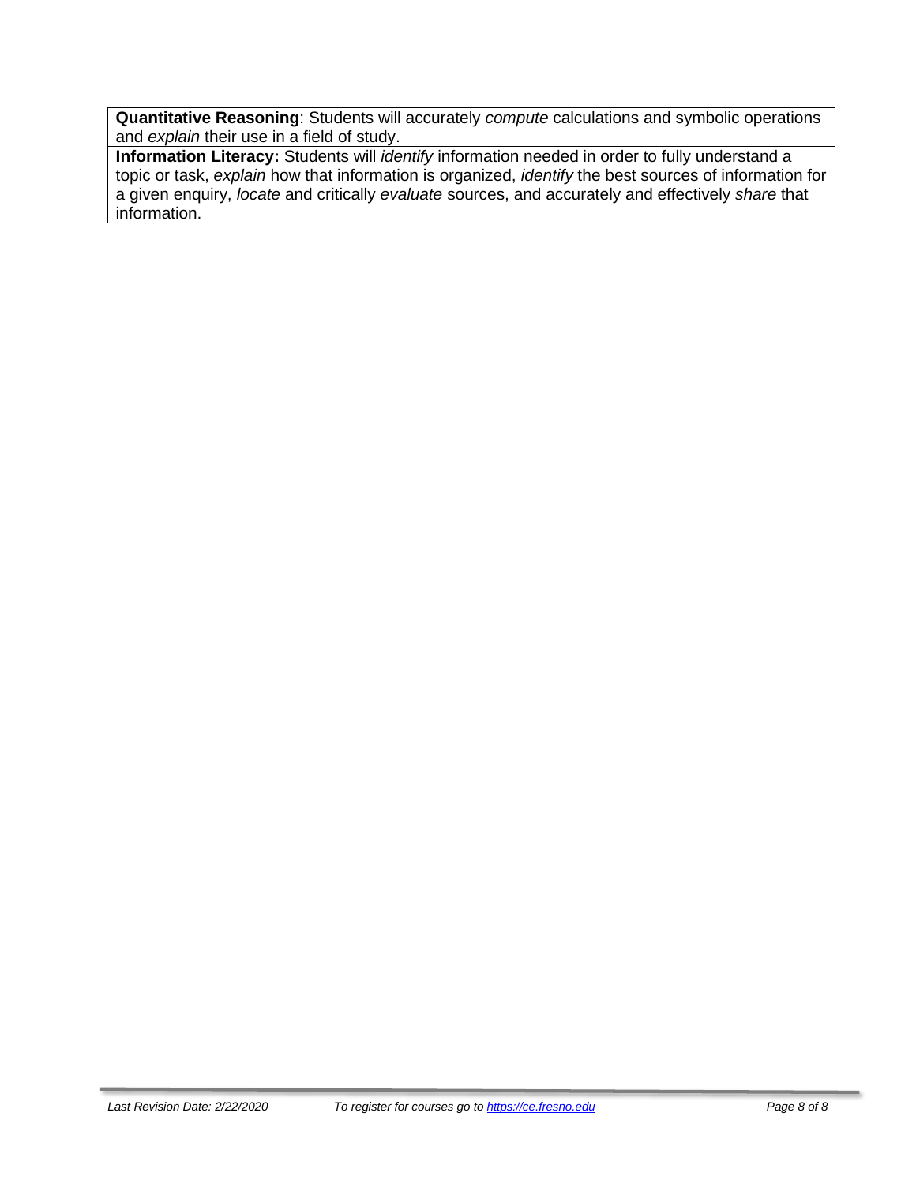**Quantitative Reasoning**: Students will accurately *compute* calculations and symbolic operations and *explain* their use in a field of study.

**Information Literacy:** Students will *identify* information needed in order to fully understand a topic or task, *explain* how that information is organized, *identify* the best sources of information for a given enquiry, *locate* and critically *evaluate* sources, and accurately and effectively *share* that information.